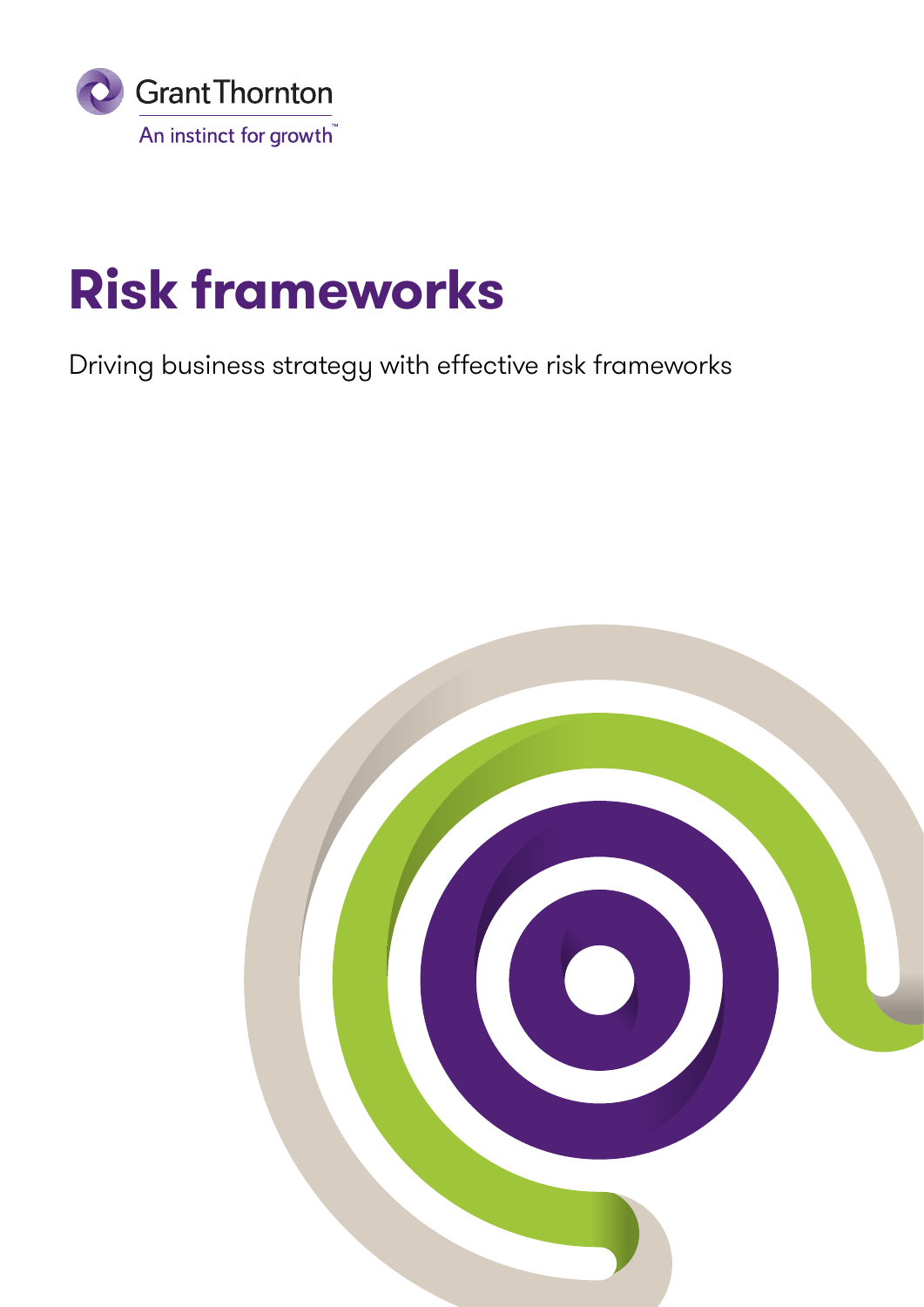Grant Thornton

An instinct for growth™

# Risk frameworks

Driving business strategy with effective risk frameworks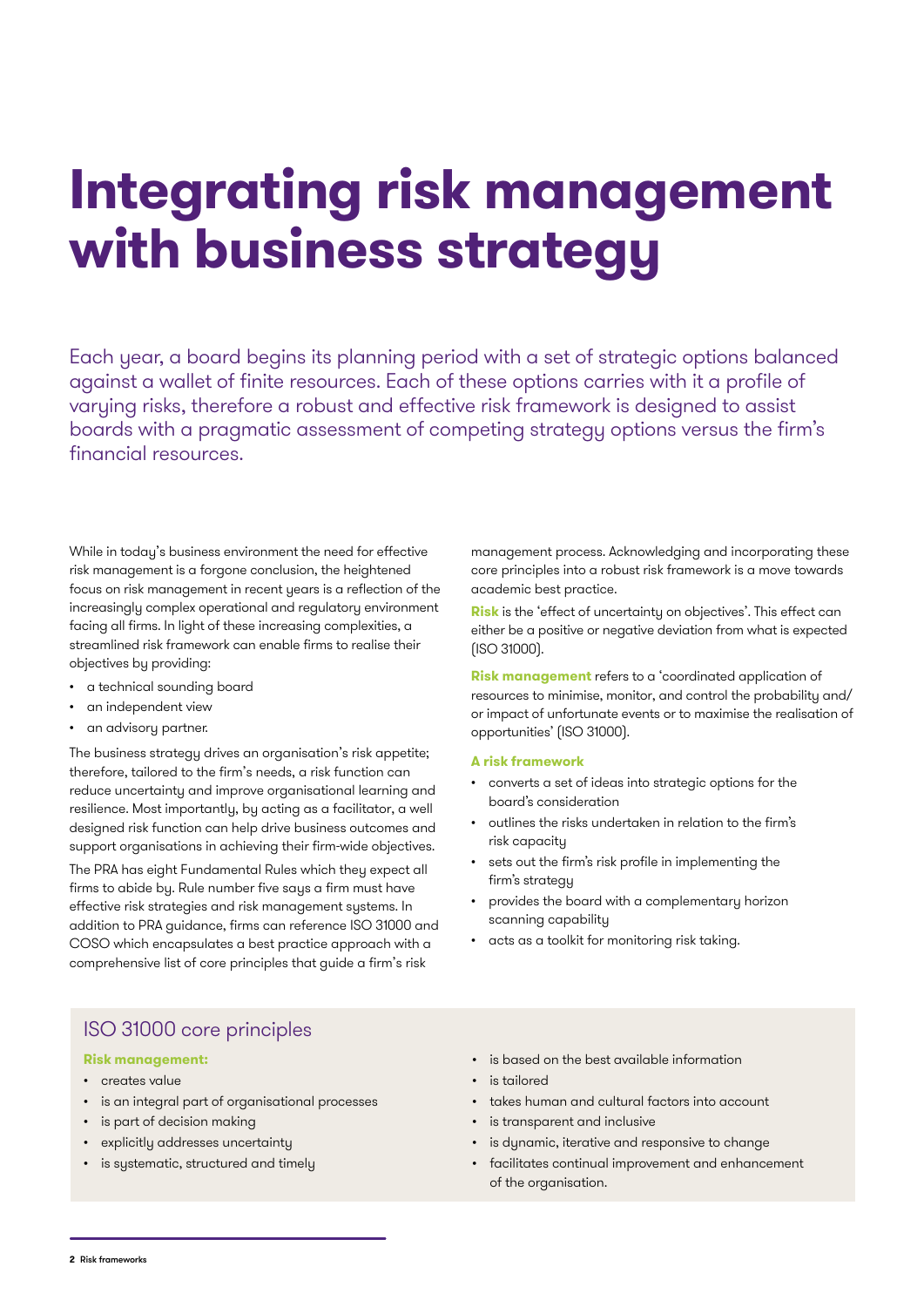# Integrating risk management with business strategy

Each year, a board begins its planning period with a set of strategic options balanced against a wallet of finite resources. Each of these options carries with it a profile of varying risks, therefore a robust and effective risk framework is designed to assist boards with a pragmatic assessment of competing strategy options versus the firm's financial resources.

While in today's business environment the need for effective risk management is a forgone conclusion, the heightened focus on risk management in recent years is a reflection of the increasingly complex operational and regulatory environment facing all firms. In light of these increasing complexities, a streamlined risk framework can enable firms to realise their objectives by providing:

- a technical sounding board
- an independent view
- an advisory partner.

The business strategy drives an organisation's risk appetite; therefore, tailored to the firm's needs, a risk function can reduce uncertainty and improve organisational learning and resilience. Most importantly, by acting as a facilitator, a well designed risk function can help drive business outcomes and support organisations in achieving their firm-wide objectives.

The PRA has eight Fundamental Rules which they expect all firms to abide by. Rule number five says a firm must have effective risk strategies and risk management systems. In addition to PRA guidance, firms can reference ISO 31000 and COSO which encapsulates a best practice approach with a comprehensive list of core principles that guide a firm's risk management process. Acknowledging and incorporating these core principles into a robust risk framework is a move towards academic best practice.

**Risk** is the 'effect of uncertainty on objectives'. This effect can either be a positive or negative deviation from what is expected (ISO 31000).

**Risk management** refers to a 'coordinated application of resources to minimise, monitor, and control the probability and/or impact of unfortunate events or to maximise the realisation of opportunities' (ISO 31000).

**A risk framework**

- converts a set of ideas into strategic options for the board's consideration
- outlines the risks undertaken in relation to the firm's risk capacity
- sets out the firm's risk profile in implementing the firm's strategy
- provides the board with a complementary horizon scanning capability
- acts as a toolkit for monitoring risk taking.

## ISO 31000 core principles

**Risk management:**

- creates value
- is an integral part of organisational processes
- is part of decision making
- explicitly addresses uncertainty
- is systematic, structured and timely
- is based on the best available information
- is tailored
- takes human and cultural factors into account
- is transparent and inclusive
- is dynamic, iterative and responsive to change
- facilitates continual improvement and enhancement of the organisation.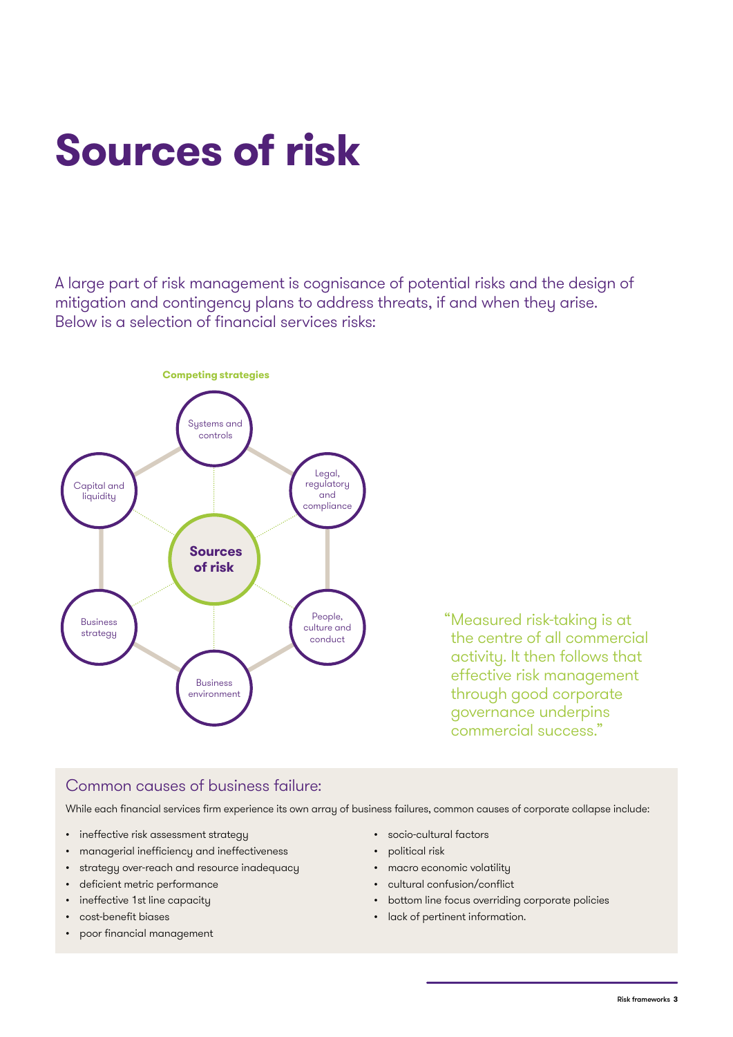# Sources of risk

A large part of risk management is cognisance of potential risks and the design of mitigation and contingency plans to address threats, if and when they arise. Below is a selection of financial services risks:

**Competing strategies**

- Systems and controls
- Legal, regulatory and compliance
- People, culture and conduct
- Business environment
- Business strategy
- Capital and liquidity

**Sources of risk**

"Measured risk-taking is at the centre of all commercial activity. It then follows that effective risk management through good corporate governance underpins commercial success."

## Common causes of business failure:

While each financial services firm experience its own array of business failures, common causes of corporate collapse include:

- ineffective risk assessment strategy
- managerial inefficiency and ineffectiveness
- strategy over-reach and resource inadequacy
- deficient metric performance
- ineffective 1st line capacity
- cost-benefit biases
- poor financial management
- socio-cultural factors
- political risk
- macro economic volatility
- cultural confusion/conflict
- bottom line focus overriding corporate policies
- lack of pertinent information.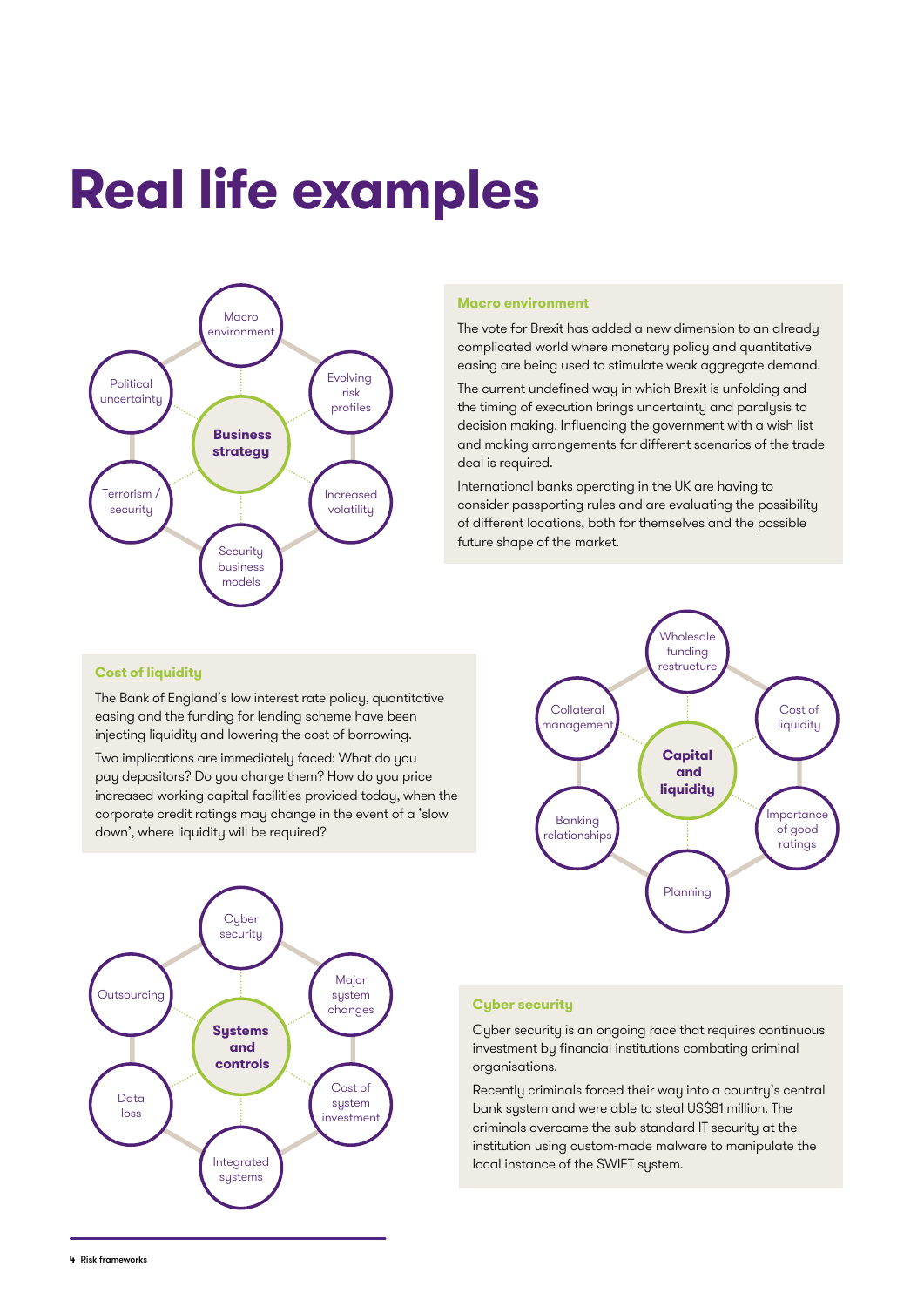# Real life examples

**Business strategy**

- Macro environment
- Evolving risk profiles
- Increased volatility
- Security business models
- Terrorism / security
- Political uncertainty

### Macro environment

The vote for Brexit has added a new dimension to an already complicated world where monetary policy and quantitative easing are being used to stimulate weak aggregate demand.

The current undefined way in which Brexit is unfolding and the timing of execution brings uncertainty and paralysis to decision making. Influencing the government with a wish list and making arrangements for different scenarios of the trade deal is required.

International banks operating in the UK are having to consider passporting rules and are evaluating the possibility of different locations, both for themselves and the possible future shape of the market.

### Cost of liquidity

The Bank of England's low interest rate policy, quantitative easing and the funding for lending scheme have been injecting liquidity and lowering the cost of borrowing.

Two implications are immediately faced: What do you pay depositors? Do you charge them? How do you price increased working capital facilities provided today, when the corporate credit ratings may change in the event of a 'slow down', where liquidity will be required?

**Capital and liquidity**

- Wholesale funding restructure
- Cost of liquidity
- Importance of good ratings
- Planning
- Banking relationships
- Collateral management

**Systems and controls**

- Cyber security
- Major system changes
- Cost of system investment
- Integrated systems
- Data loss
- Outsourcing

### Cyber security

Cyber security is an ongoing race that requires continuous investment by financial institutions combating criminal organisations.

Recently criminals forced their way into a country's central bank system and were able to steal US$81 million. The criminals overcame the sub-standard IT security at the institution using custom-made malware to manipulate the local instance of the SWIFT system.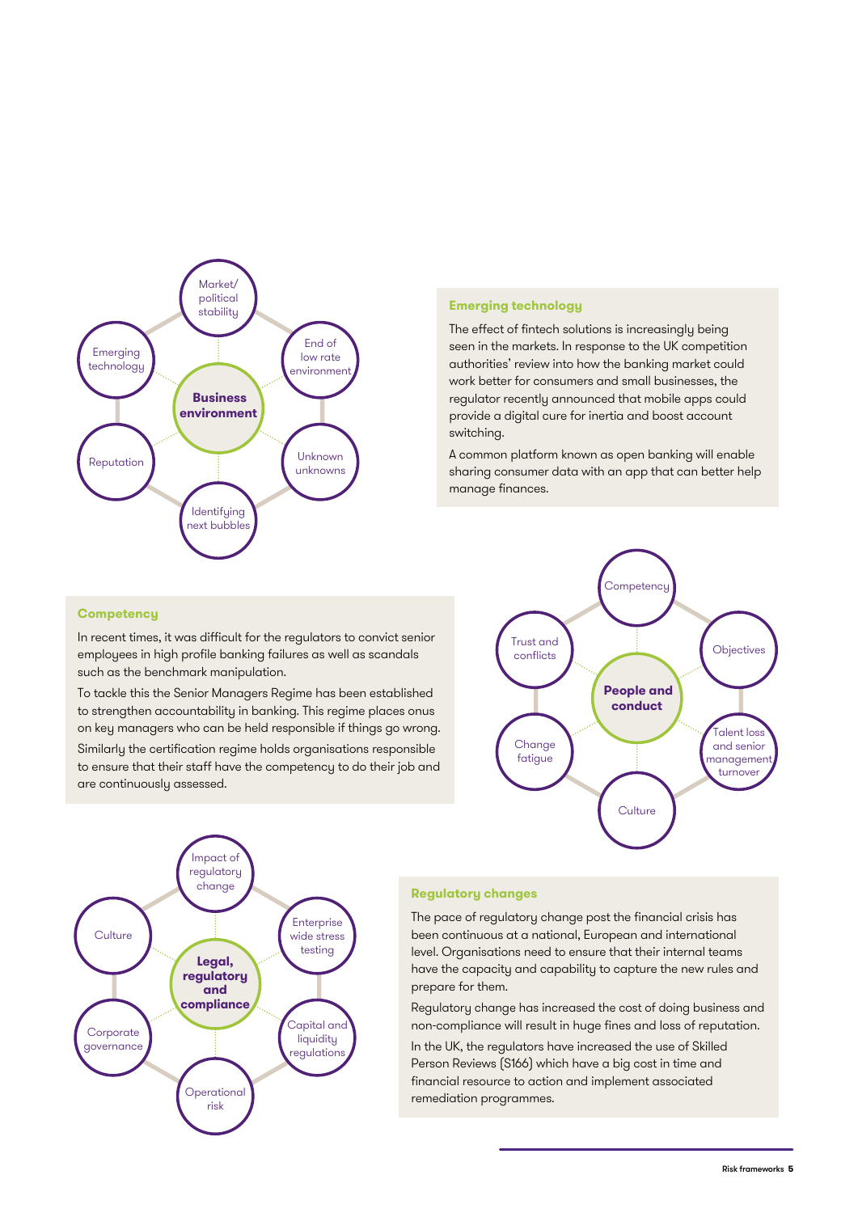**Business environment**

- Market/political stability
- End of low rate environment
- Unknown unknowns
- Identifying next bubbles
- Reputation
- Emerging technology

### Emerging technology

The effect of fintech solutions is increasingly being seen in the markets. In response to the UK competition authorities' review into how the banking market could work better for consumers and small businesses, the regulator recently announced that mobile apps could provide a digital cure for inertia and boost account switching.

A common platform known as open banking will enable sharing consumer data with an app that can better help manage finances.

### Competency

In recent times, it was difficult for the regulators to convict senior employees in high profile banking failures as well as scandals such as the benchmark manipulation.

To tackle this the Senior Managers Regime has been established to strengthen accountability in banking. This regime places onus on key managers who can be held responsible if things go wrong.

Similarly the certification regime holds organisations responsible to ensure that their staff have the competency to do their job and are continuously assessed.

**People and conduct**

- Competency
- Objectives
- Talent loss and senior management turnover
- Culture
- Change fatigue
- Trust and conflicts

**Legal, regulatory and compliance**

- Impact of regulatory change
- Enterprise wide stress testing
- Capital and liquidity regulations
- Operational risk
- Corporate governance
- Culture

### Regulatory changes

The pace of regulatory change post the financial crisis has been continuous at a national, European and international level. Organisations need to ensure that their internal teams have the capacity and capability to capture the new rules and prepare for them.

Regulatory change has increased the cost of doing business and non-compliance will result in huge fines and loss of reputation.

In the UK, the regulators have increased the use of Skilled Person Reviews (S166) which have a big cost in time and financial resource to action and implement associated remediation programmes.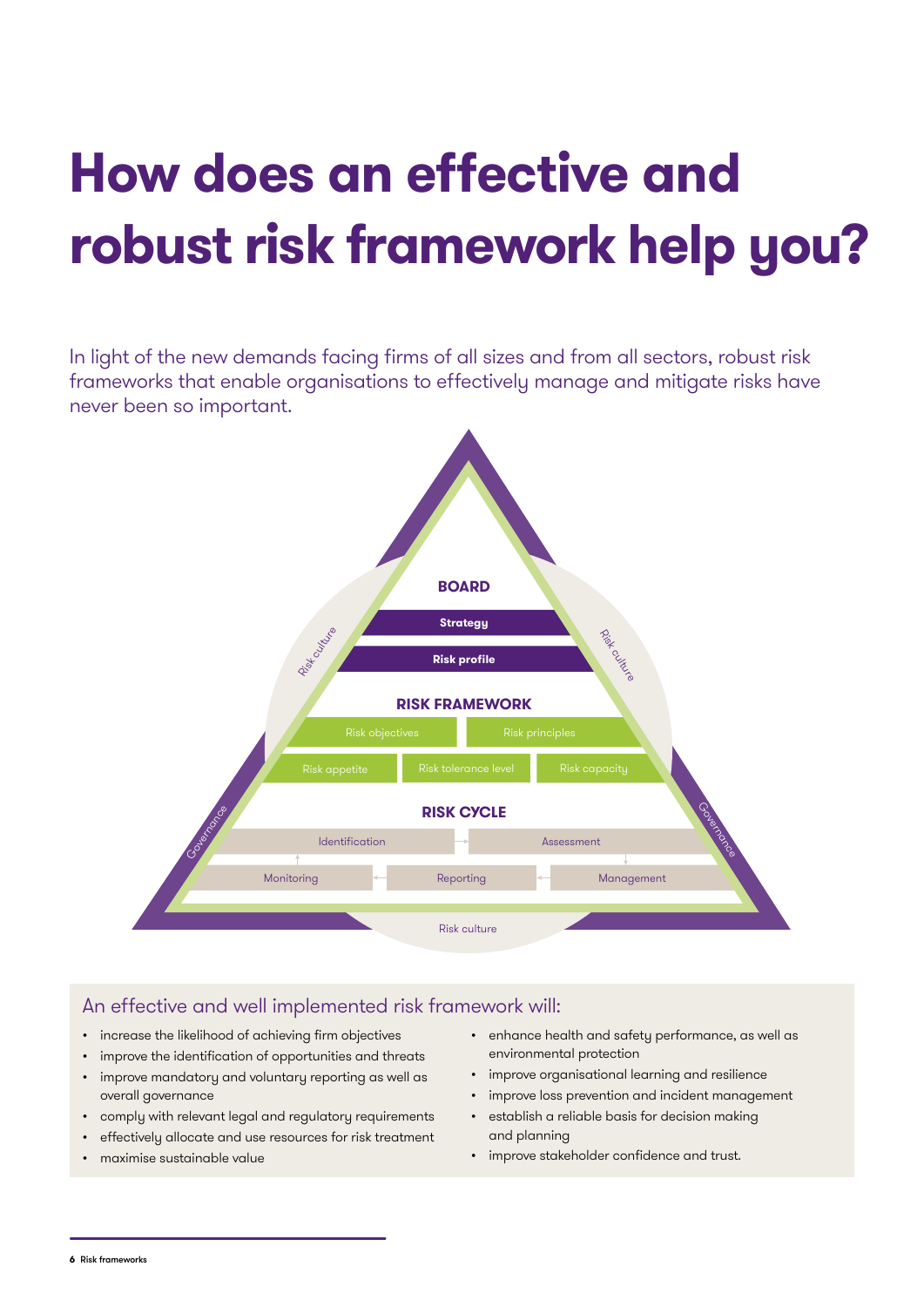# How does an effective and robust risk framework help you?

In light of the new demands facing firms of all sizes and from all sectors, robust risk frameworks that enable organisations to effectively manage and mitigate risks have never been so important.

BOARD

Strategy

Risk profile

RISK FRAMEWORK

Risk objectives | Risk principles

Risk appetite | Risk tolerance level | Risk capacity

RISK CYCLE

Identification → Assessment → Management → Reporting → Monitoring

Risk culture

Governance

## An effective and well implemented risk framework will:

- increase the likelihood of achieving firm objectives
- improve the identification of opportunities and threats
- improve mandatory and voluntary reporting as well as overall governance
- comply with relevant legal and regulatory requirements
- effectively allocate and use resources for risk treatment
- maximise sustainable value
- enhance health and safety performance, as well as environmental protection
- improve organisational learning and resilience
- improve loss prevention and incident management
- establish a reliable basis for decision making and planning
- improve stakeholder confidence and trust.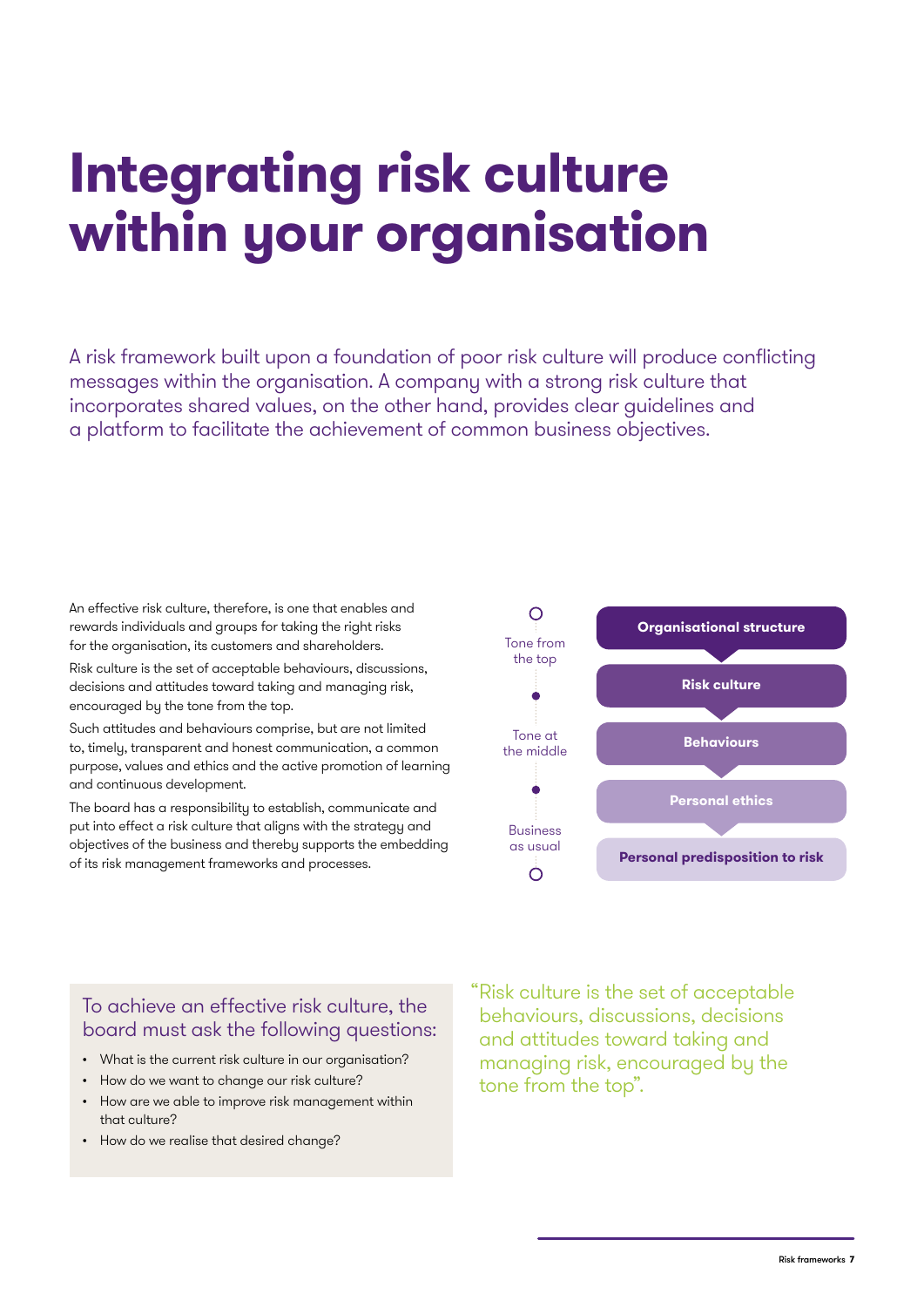# Integrating risk culture within your organisation

A risk framework built upon a foundation of poor risk culture will produce conflicting messages within the organisation. A company with a strong risk culture that incorporates shared values, on the other hand, provides clear guidelines and a platform to facilitate the achievement of common business objectives.

An effective risk culture, therefore, is one that enables and rewards individuals and groups for taking the right risks for the organisation, its customers and shareholders.

Risk culture is the set of acceptable behaviours, discussions, decisions and attitudes toward taking and managing risk, encouraged by the tone from the top.

Such attitudes and behaviours comprise, but are not limited to, timely, transparent and honest communication, a common purpose, values and ethics and the active promotion of learning and continuous development.

The board has a responsibility to establish, communicate and put into effect a risk culture that aligns with the strategy and objectives of the business and thereby supports the embedding of its risk management frameworks and processes.

Tone from the top
Tone at the middle
Business as usual

- **Organisational structure**
- **Risk culture**
- **Behaviours**
- **Personal ethics**
- **Personal predisposition to risk**

To achieve an effective risk culture, the board must ask the following questions:

- What is the current risk culture in our organisation?
- How do we want to change our risk culture?
- How are we able to improve risk management within that culture?
- How do we realise that desired change?

"Risk culture is the set of acceptable behaviours, discussions, decisions and attitudes toward taking and managing risk, encouraged by the tone from the top".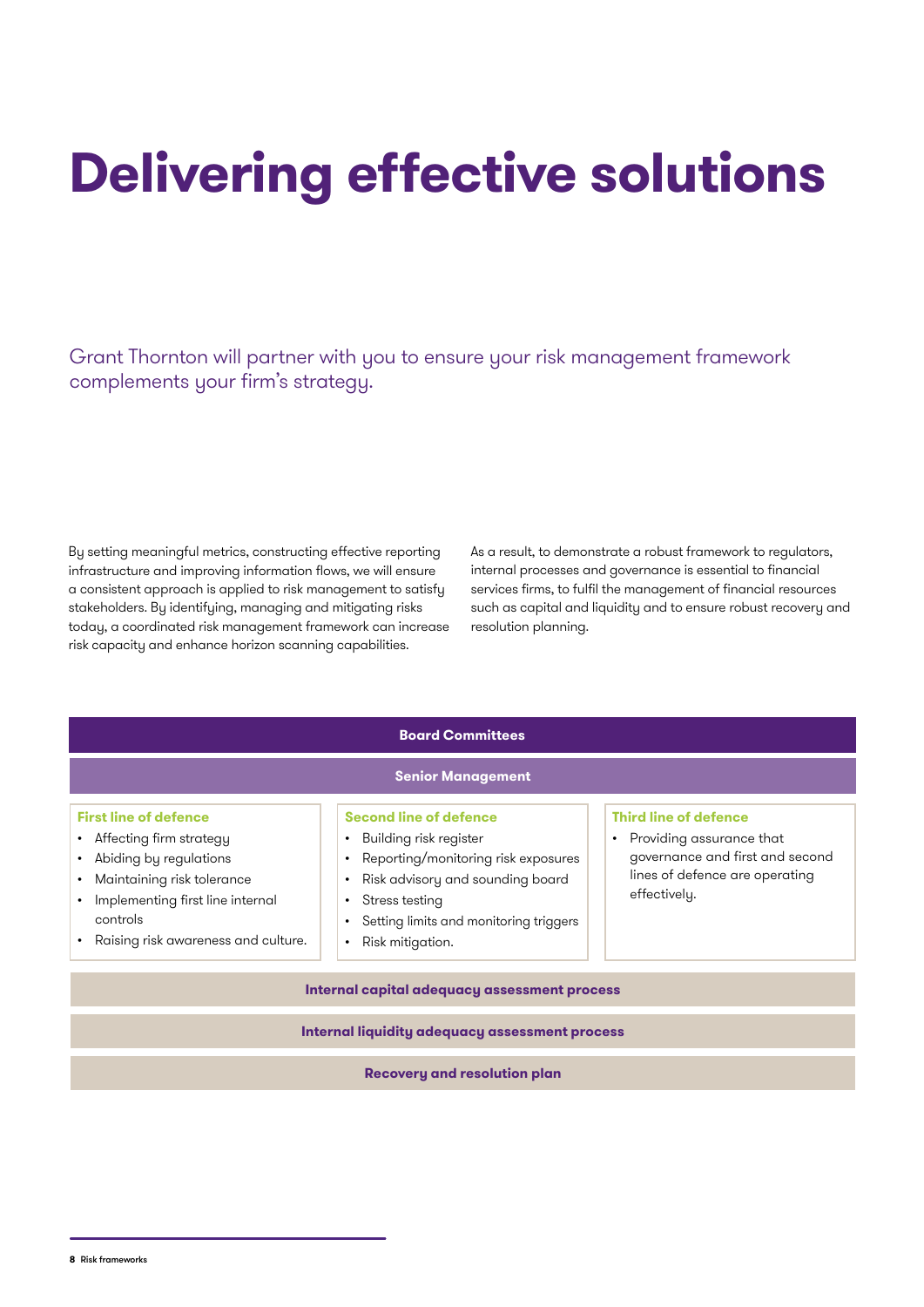# Delivering effective solutions

Grant Thornton will partner with you to ensure your risk management framework complements your firm's strategy.

By setting meaningful metrics, constructing effective reporting infrastructure and improving information flows, we will ensure a consistent approach is applied to risk management to satisfy stakeholders. By identifying, managing and mitigating risks today, a coordinated risk management framework can increase risk capacity and enhance horizon scanning capabilities.

As a result, to demonstrate a robust framework to regulators, internal processes and governance is essential to financial services firms, to fulfil the management of financial resources such as capital and liquidity and to ensure robust recovery and resolution planning.

**Board Committees**

**Senior Management**

**First line of defence**

- Affecting firm strategy
- Abiding by regulations
- Maintaining risk tolerance
- Implementing first line internal controls
- Raising risk awareness and culture.

**Second line of defence**

- Building risk register
- Reporting/monitoring risk exposures
- Risk advisory and sounding board
- Stress testing
- Setting limits and monitoring triggers
- Risk mitigation.

**Third line of defence**

- Providing assurance that governance and first and second lines of defence are operating effectively.

**Internal capital adequacy assessment process**

**Internal liquidity adequacy assessment process**

**Recovery and resolution plan**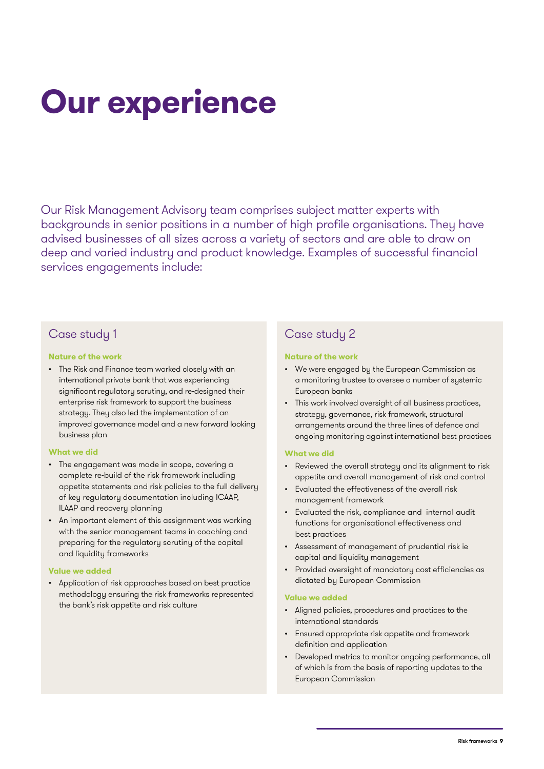# Our experience

Our Risk Management Advisory team comprises subject matter experts with backgrounds in senior positions in a number of high profile organisations. They have advised businesses of all sizes across a variety of sectors and are able to draw on deep and varied industry and product knowledge. Examples of successful financial services engagements include:

## Case study 1

**Nature of the work**

- The Risk and Finance team worked closely with an international private bank that was experiencing significant regulatory scrutiny, and re-designed their enterprise risk framework to support the business strategy. They also led the implementation of an improved governance model and a new forward looking business plan

**What we did**

- The engagement was made in scope, covering a complete re-build of the risk framework including appetite statements and risk policies to the full delivery of key regulatory documentation including ICAAP, ILAAP and recovery planning
- An important element of this assignment was working with the senior management teams in coaching and preparing for the regulatory scrutiny of the capital and liquidity frameworks

**Value we added**

- Application of risk approaches based on best practice methodology ensuring the risk frameworks represented the bank's risk appetite and risk culture

## Case study 2

**Nature of the work**

- We were engaged by the European Commission as a monitoring trustee to oversee a number of systemic European banks
- This work involved oversight of all business practices, strategy, governance, risk framework, structural arrangements around the three lines of defence and ongoing monitoring against international best practices

**What we did**

- Reviewed the overall strategy and its alignment to risk appetite and overall management of risk and control
- Evaluated the effectiveness of the overall risk management framework
- Evaluated the risk, compliance and internal audit functions for organisational effectiveness and best practices
- Assessment of management of prudential risk ie capital and liquidity management
- Provided oversight of mandatory cost efficiencies as dictated by European Commission

**Value we added**

- Aligned policies, procedures and practices to the international standards
- Ensured appropriate risk appetite and framework definition and application
- Developed metrics to monitor ongoing performance, all of which is from the basis of reporting updates to the European Commission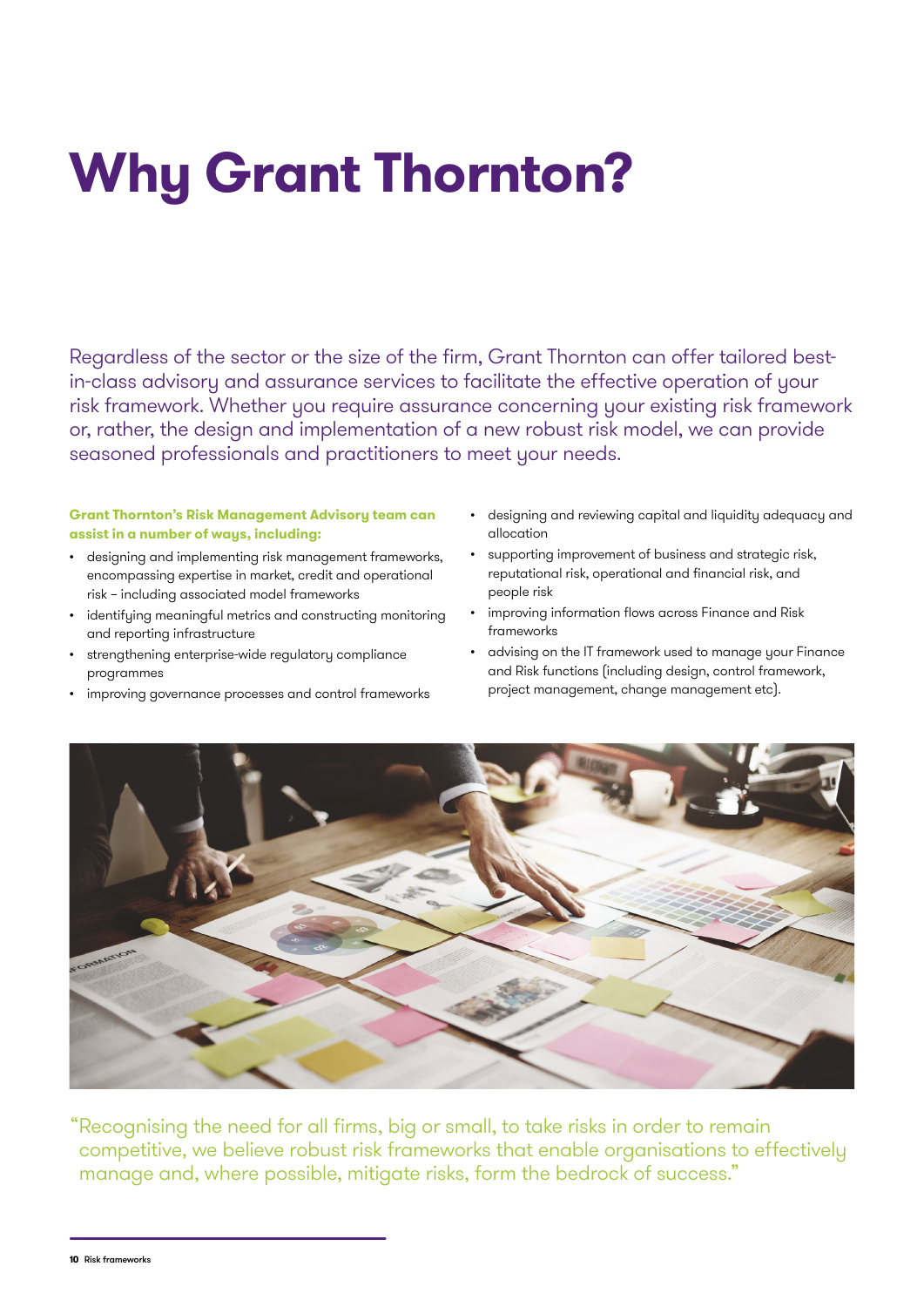# Why Grant Thornton?

Regardless of the sector or the size of the firm, Grant Thornton can offer tailored best-in-class advisory and assurance services to facilitate the effective operation of your risk framework. Whether you require assurance concerning your existing risk framework or, rather, the design and implementation of a new robust risk model, we can provide seasoned professionals and practitioners to meet your needs.

**Grant Thornton's Risk Management Advisory team can assist in a number of ways, including:**

- designing and implementing risk management frameworks, encompassing expertise in market, credit and operational risk – including associated model frameworks
- identifying meaningful metrics and constructing monitoring and reporting infrastructure
- strengthening enterprise-wide regulatory compliance programmes
- improving governance processes and control frameworks
- designing and reviewing capital and liquidity adequacy and allocation
- supporting improvement of business and strategic risk, reputational risk, operational and financial risk, and people risk
- improving information flows across Finance and Risk frameworks
- advising on the IT framework used to manage your Finance and Risk functions (including design, control framework, project management, change management etc).

"Recognising the need for all firms, big or small, to take risks in order to remain competitive, we believe robust risk frameworks that enable organisations to effectively manage and, where possible, mitigate risks, form the bedrock of success."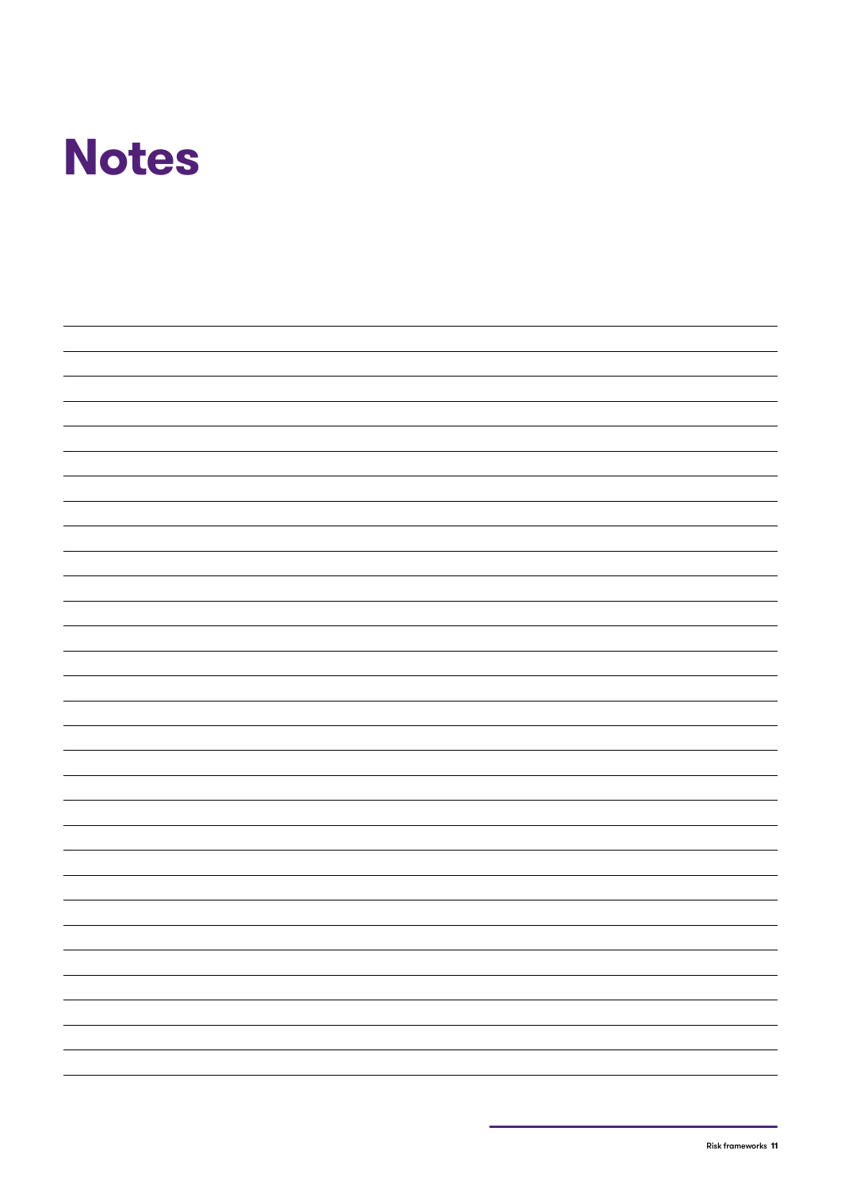# Notes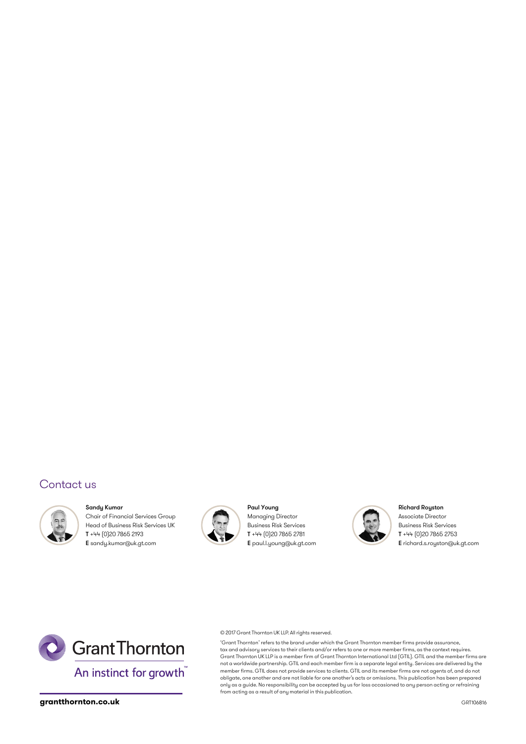## Contact us

**Sandy Kumar**
Chair of Financial Services Group
Head of Business Risk Services UK
**T** +44 (0)20 7865 2193
**E** sandy.kumar@uk.gt.com

**Paul Young**
Managing Director
Business Risk Services
**T** +44 (0)20 7865 2781
**E** paul.l.young@uk.gt.com

**Richard Royston**
Associate Director
Business Risk Services
**T** +44 (0)20 7865 2753
**E** richard.s.royston@uk.gt.com

Grant Thornton
An instinct for growth™

© 2017 Grant Thornton UK LLP. All rights reserved.

'Grant Thornton' refers to the brand under which the Grant Thornton member firms provide assurance, tax and advisory services to their clients and/or refers to one or more member firms, as the context requires. Grant Thornton UK LLP is a member firm of Grant Thornton International Ltd (GTIL). GTIL and the member firms are not a worldwide partnership. GTIL and each member firm is a separate legal entity. Services are delivered by the member firms. GTIL does not provide services to clients. GTIL and its member firms are not agents of, and do not obligate, one another and are not liable for one another's acts or omissions. This publication has been prepared only as a guide. No responsibility can be accepted by us for loss occasioned to any person acting or refraining from acting as a result of any material in this publication.

**grantthornton.co.uk**

GRT106816